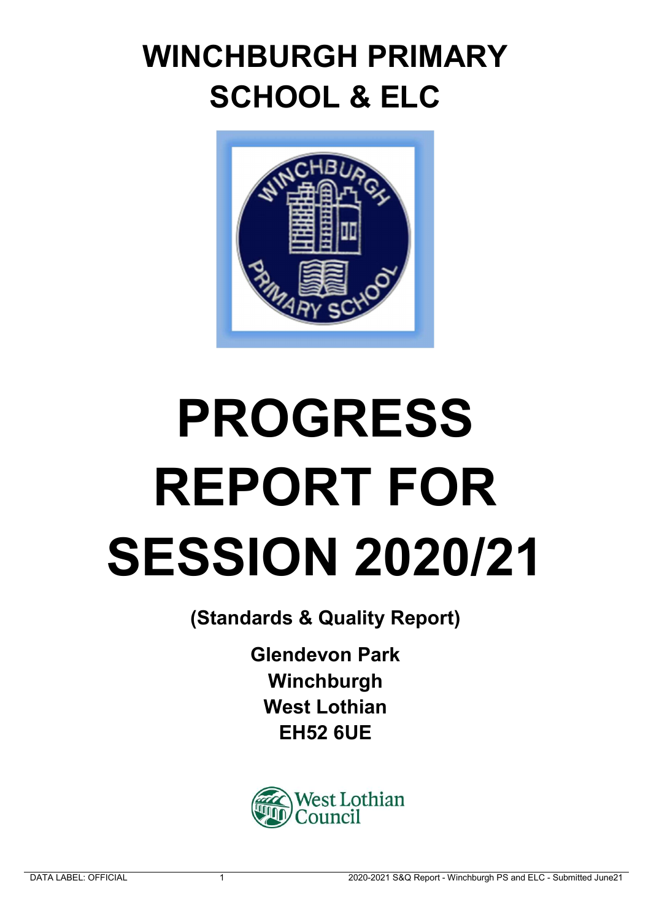# WINCHBURGH PRIMARY SCHOOL & ELC

# PROGRESS REPORT FOR SESSION 2020/21

**(Standards & Quality Report)**

**Glendevon Park**
**Winchburgh**
**West Lothian**
**EH52 6UE**

West Lothian Council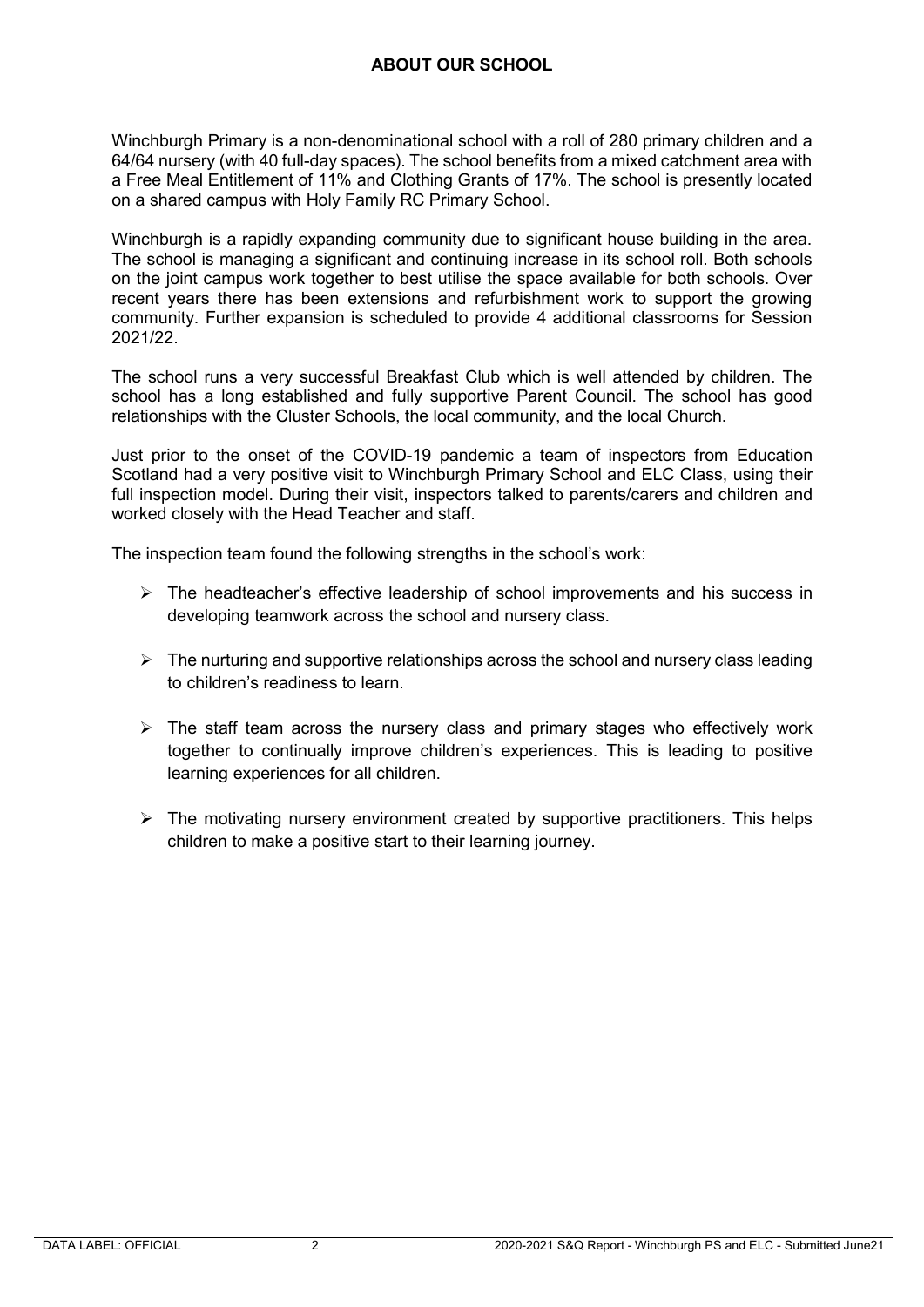## ABOUT OUR SCHOOL

Winchburgh Primary is a non-denominational school with a roll of 280 primary children and a 64/64 nursery (with 40 full-day spaces). The school benefits from a mixed catchment area with a Free Meal Entitlement of 11% and Clothing Grants of 17%. The school is presently located on a shared campus with Holy Family RC Primary School.

Winchburgh is a rapidly expanding community due to significant house building in the area. The school is managing a significant and continuing increase in its school roll. Both schools on the joint campus work together to best utilise the space available for both schools. Over recent years there has been extensions and refurbishment work to support the growing community. Further expansion is scheduled to provide 4 additional classrooms for Session 2021/22.

The school runs a very successful Breakfast Club which is well attended by children. The school has a long established and fully supportive Parent Council. The school has good relationships with the Cluster Schools, the local community, and the local Church.

Just prior to the onset of the COVID-19 pandemic a team of inspectors from Education Scotland had a very positive visit to Winchburgh Primary School and ELC Class, using their full inspection model. During their visit, inspectors talked to parents/carers and children and worked closely with the Head Teacher and staff.

The inspection team found the following strengths in the school's work:

- The headteacher's effective leadership of school improvements and his success in developing teamwork across the school and nursery class.
- The nurturing and supportive relationships across the school and nursery class leading to children's readiness to learn.
- The staff team across the nursery class and primary stages who effectively work together to continually improve children's experiences. This is leading to positive learning experiences for all children.
- The motivating nursery environment created by supportive practitioners. This helps children to make a positive start to their learning journey.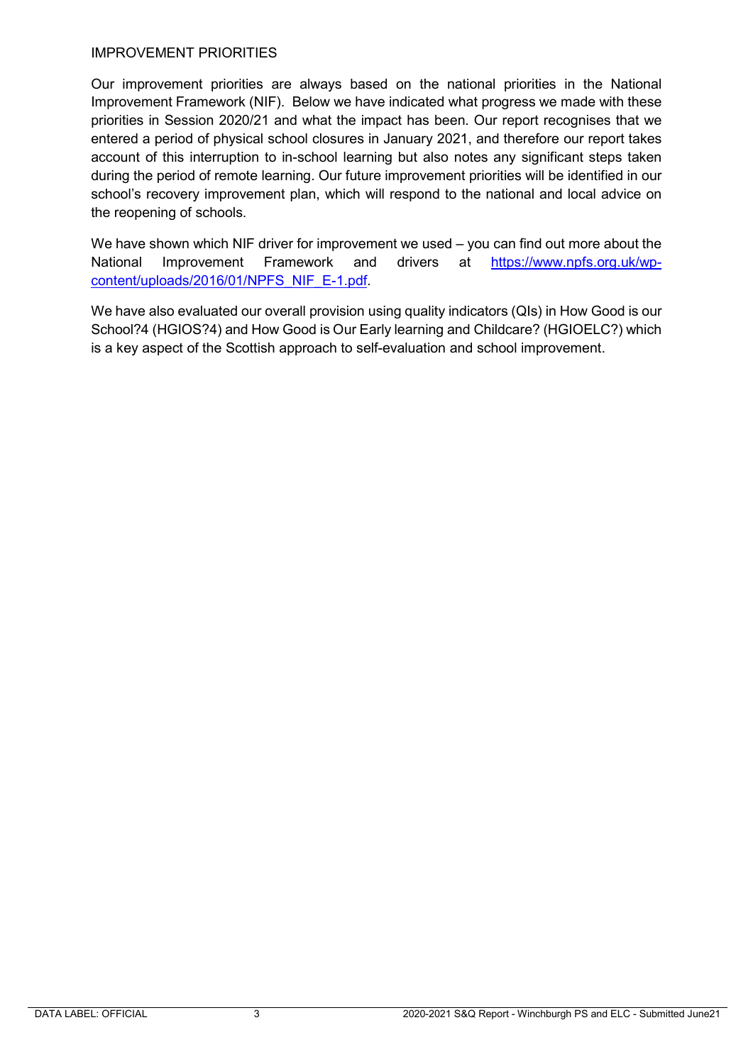## IMPROVEMENT PRIORITIES

Our improvement priorities are always based on the national priorities in the National Improvement Framework (NIF). Below we have indicated what progress we made with these priorities in Session 2020/21 and what the impact has been. Our report recognises that we entered a period of physical school closures in January 2021, and therefore our report takes account of this interruption to in-school learning but also notes any significant steps taken during the period of remote learning. Our future improvement priorities will be identified in our school's recovery improvement plan, which will respond to the national and local advice on the reopening of schools.

We have shown which NIF driver for improvement we used – you can find out more about the National Improvement Framework and drivers at [https://www.npfs.org.uk/wp-content/uploads/2016/01/NPFS_NIF_E-1.pdf](https://www.npfs.org.uk/wp-content/uploads/2016/01/NPFS_NIF_E-1.pdf).

We have also evaluated our overall provision using quality indicators (QIs) in How Good is our School?4 (HGIOS?4) and How Good is Our Early learning and Childcare? (HGIOELC?) which is a key aspect of the Scottish approach to self-evaluation and school improvement.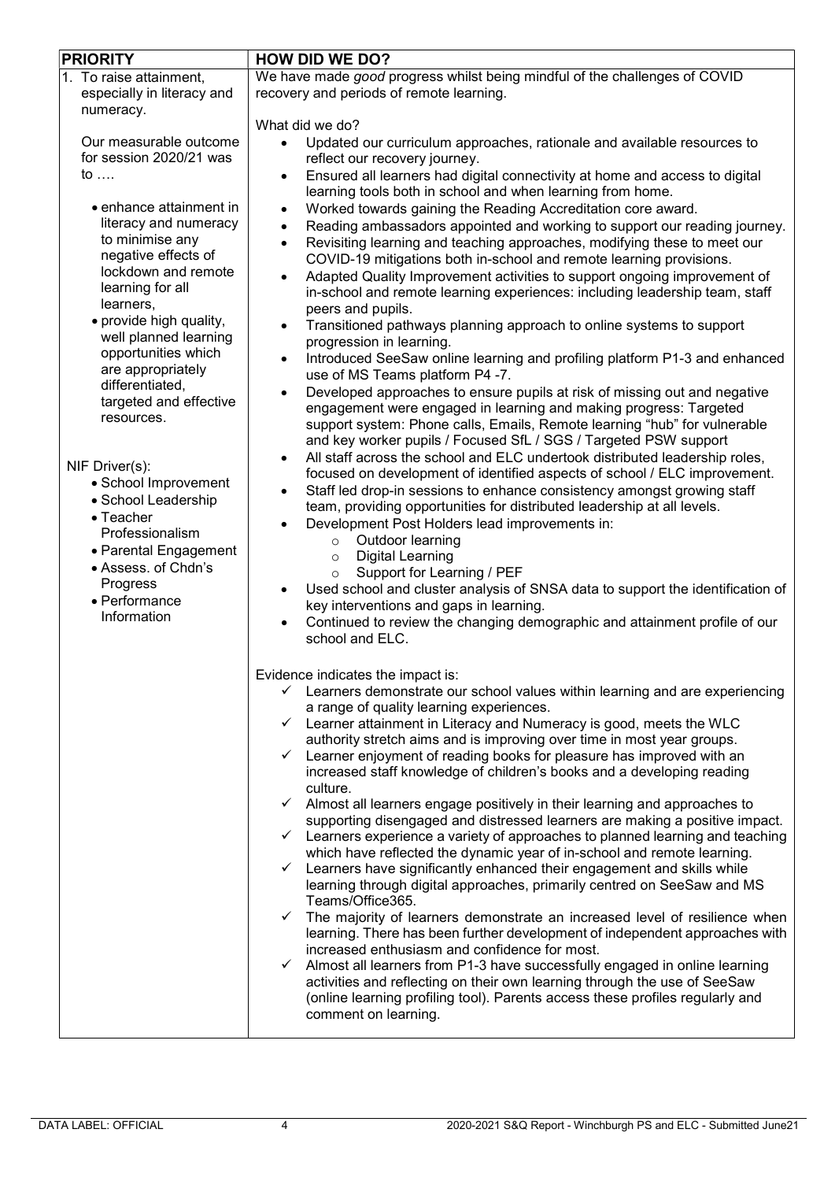| PRIORITY | HOW DID WE DO? |
|---|---|
| 1. To raise attainment, especially in literacy and numeracy.<br><br>Our measurable outcome for session 2020/21 was to ….<br><br>• enhance attainment in literacy and numeracy to minimise any negative effects of lockdown and remote learning for all learners,<br>• provide high quality, well planned learning opportunities which are appropriately differentiated, targeted and effective resources.<br><br>NIF Driver(s):<br>• School Improvement<br>• School Leadership<br>• Teacher Professionalism<br>• Parental Engagement<br>• Assess. of Chdn's Progress<br>• Performance Information | We have made *good* progress whilst being mindful of the challenges of COVID recovery and periods of remote learning.<br><br>What did we do?<br>• Updated our curriculum approaches, rationale and available resources to reflect our recovery journey.<br>• Ensured all learners had digital connectivity at home and access to digital learning tools both in school and when learning from home.<br>• Worked towards gaining the Reading Accreditation core award.<br>• Reading ambassadors appointed and working to support our reading journey.<br>• Revisiting learning and teaching approaches, modifying these to meet our COVID-19 mitigations both in-school and remote learning provisions.<br>• Adapted Quality Improvement activities to support ongoing improvement of in-school and remote learning experiences: including leadership team, staff peers and pupils.<br>• Transitioned pathways planning approach to online systems to support progression in learning.<br>• Introduced SeeSaw online learning and profiling platform P1-3 and enhanced use of MS Teams platform P4 -7.<br>• Developed approaches to ensure pupils at risk of missing out and negative engagement were engaged in learning and making progress: Targeted support system: Phone calls, Emails, Remote learning "hub" for vulnerable and key worker pupils / Focused SfL / SGS / Targeted PSW support<br>• All staff across the school and ELC undertook distributed leadership roles, focused on development of identified aspects of school / ELC improvement.<br>• Staff led drop-in sessions to enhance consistency amongst growing staff team, providing opportunities for distributed leadership at all levels.<br>• Development Post Holders lead improvements in:<br>&nbsp;&nbsp;&nbsp;&nbsp;○ Outdoor learning<br>&nbsp;&nbsp;&nbsp;&nbsp;○ Digital Learning<br>&nbsp;&nbsp;&nbsp;&nbsp;○ Support for Learning / PEF<br>• Used school and cluster analysis of SNSA data to support the identification of key interventions and gaps in learning.<br>• Continued to review the changing demographic and attainment profile of our school and ELC.<br><br>Evidence indicates the impact is:<br>✓ Learners demonstrate our school values within learning and are experiencing a range of quality learning experiences.<br>✓ Learner attainment in Literacy and Numeracy is good, meets the WLC authority stretch aims and is improving over time in most year groups.<br>✓ Learner enjoyment of reading books for pleasure has improved with an increased staff knowledge of children's books and a developing reading culture.<br>✓ Almost all learners engage positively in their learning and approaches to supporting disengaged and distressed learners are making a positive impact.<br>✓ Learners experience a variety of approaches to planned learning and teaching which have reflected the dynamic year of in-school and remote learning.<br>✓ Learners have significantly enhanced their engagement and skills while learning through digital approaches, primarily centred on SeeSaw and MS Teams/Office365.<br>✓ The majority of learners demonstrate an increased level of resilience when learning. There has been further development of independent approaches with increased enthusiasm and confidence for most.<br>✓ Almost all learners from P1-3 have successfully engaged in online learning activities and reflecting on their own learning through the use of SeeSaw (online learning profiling tool). Parents access these profiles regularly and comment on learning. |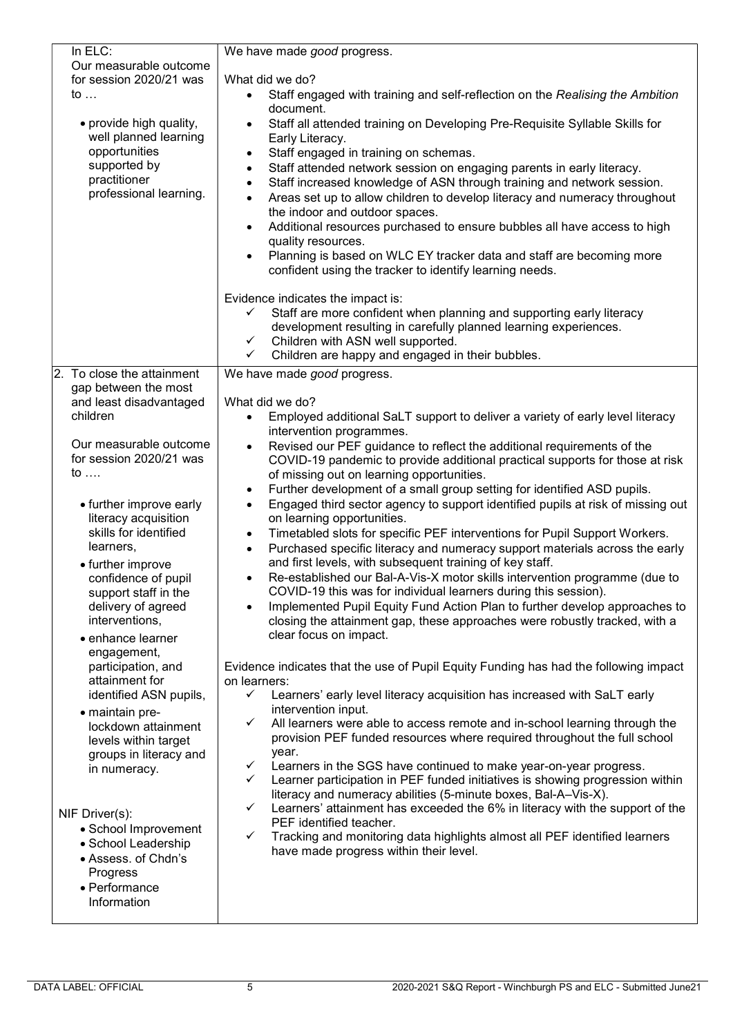| | |
|---|---|
| In ELC:<br>Our measurable outcome for session 2020/21 was to …<br><br>• provide high quality, well planned learning opportunities supported by practitioner professional learning. | We have made *good* progress.<br><br>What did we do?<br>• Staff engaged with training and self-reflection on the *Realising the Ambition* document.<br>• Staff all attended training on Developing Pre-Requisite Syllable Skills for Early Literacy.<br>• Staff engaged in training on schemas.<br>• Staff attended network session on engaging parents in early literacy.<br>• Staff increased knowledge of ASN through training and network session.<br>• Areas set up to allow children to develop literacy and numeracy throughout the indoor and outdoor spaces.<br>• Additional resources purchased to ensure bubbles all have access to high quality resources.<br>• Planning is based on WLC EY tracker data and staff are becoming more confident using the tracker to identify learning needs.<br><br>Evidence indicates the impact is:<br>✓ Staff are more confident when planning and supporting early literacy development resulting in carefully planned learning experiences.<br>✓ Children with ASN well supported.<br>✓ Children are happy and engaged in their bubbles. |
| 2. To close the attainment gap between the most and least disadvantaged children<br><br>Our measurable outcome for session 2020/21 was to ….<br><br>• further improve early literacy acquisition skills for identified learners,<br>• further improve confidence of pupil support staff in the delivery of agreed interventions,<br>• enhance learner engagement, participation, and attainment for identified ASN pupils,<br>• maintain pre-lockdown attainment levels within target groups in literacy and in numeracy.<br><br>NIF Driver(s):<br>• School Improvement<br>• School Leadership<br>• Assess. of Chdn's Progress<br>• Performance Information | We have made *good* progress.<br><br>What did we do?<br>• Employed additional SaLT support to deliver a variety of early level literacy intervention programmes.<br>• Revised our PEF guidance to reflect the additional requirements of the COVID-19 pandemic to provide additional practical supports for those at risk of missing out on learning opportunities.<br>• Further development of a small group setting for identified ASD pupils.<br>• Engaged third sector agency to support identified pupils at risk of missing out on learning opportunities.<br>• Timetabled slots for specific PEF interventions for Pupil Support Workers.<br>• Purchased specific literacy and numeracy support materials across the early and first levels, with subsequent training of key staff.<br>• Re-established our Bal-A-Vis-X motor skills intervention programme (due to COVID-19 this was for individual learners during this session).<br>• Implemented Pupil Equity Fund Action Plan to further develop approaches to closing the attainment gap, these approaches were robustly tracked, with a clear focus on impact.<br><br>Evidence indicates that the use of Pupil Equity Funding has had the following impact on learners:<br>✓ Learners' early level literacy acquisition has increased with SaLT early intervention input.<br>✓ All learners were able to access remote and in-school learning through the provision PEF funded resources where required throughout the full school year.<br>✓ Learners in the SGS have continued to make year-on-year progress.<br>✓ Learner participation in PEF funded initiatives is showing progression within literacy and numeracy abilities (5-minute boxes, Bal-A–Vis-X).<br>✓ Learners' attainment has exceeded the 6% in literacy with the support of the PEF identified teacher.<br>✓ Tracking and monitoring data highlights almost all PEF identified learners have made progress within their level. |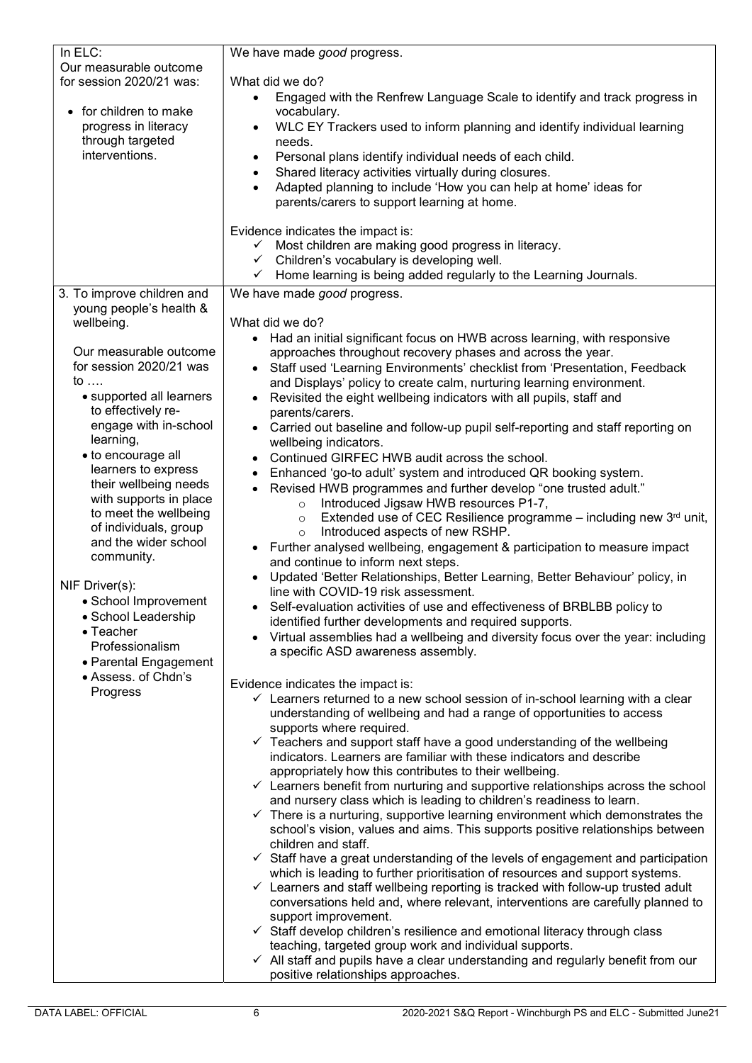| | |
|---|---|
| In ELC:<br>Our measurable outcome for session 2020/21 was:<br>• for children to make progress in literacy through targeted interventions. | We have made *good* progress.<br><br>What did we do?<br>• Engaged with the Renfrew Language Scale to identify and track progress in vocabulary.<br>• WLC EY Trackers used to inform planning and identify individual learning needs.<br>• Personal plans identify individual needs of each child.<br>• Shared literacy activities virtually during closures.<br>• Adapted planning to include 'How you can help at home' ideas for parents/carers to support learning at home.<br><br>Evidence indicates the impact is:<br>✓ Most children are making good progress in literacy.<br>✓ Children's vocabulary is developing well.<br>✓ Home learning is being added regularly to the Learning Journals. |
| 3. To improve children and young people's health & wellbeing.<br><br>Our measurable outcome for session 2020/21 was to ….<br>• supported all learners to effectively re-engage with in-school learning,<br>• to encourage all learners to express their wellbeing needs with supports in place to meet the wellbeing of individuals, group and the wider school community.<br><br>NIF Driver(s):<br>• School Improvement<br>• School Leadership<br>• Teacher Professionalism<br>• Parental Engagement<br>• Assess. of Chdn's Progress | We have made *good* progress.<br><br>What did we do?<br>• Had an initial significant focus on HWB across learning, with responsive approaches throughout recovery phases and across the year.<br>• Staff used 'Learning Environments' checklist from 'Presentation, Feedback and Displays' policy to create calm, nurturing learning environment.<br>• Revisited the eight wellbeing indicators with all pupils, staff and parents/carers.<br>• Carried out baseline and follow-up pupil self-reporting and staff reporting on wellbeing indicators.<br>• Continued GIRFEC HWB audit across the school.<br>• Enhanced 'go-to adult' system and introduced QR booking system.<br>• Revised HWB programmes and further develop "one trusted adult."<br>  ○ Introduced Jigsaw HWB resources P1-7,<br>  ○ Extended use of CEC Resilience programme – including new 3rd unit,<br>  ○ Introduced aspects of new RSHP.<br>• Further analysed wellbeing, engagement & participation to measure impact and continue to inform next steps.<br>• Updated 'Better Relationships, Better Learning, Better Behaviour' policy, in line with COVID-19 risk assessment.<br>• Self-evaluation activities of use and effectiveness of BRBLBB policy to identified further developments and required supports.<br>• Virtual assemblies had a wellbeing and diversity focus over the year: including a specific ASD awareness assembly.<br><br>Evidence indicates the impact is:<br>✓ Learners returned to a new school session of in-school learning with a clear understanding of wellbeing and had a range of opportunities to access supports where required.<br>✓ Teachers and support staff have a good understanding of the wellbeing indicators. Learners are familiar with these indicators and describe appropriately how this contributes to their wellbeing.<br>✓ Learners benefit from nurturing and supportive relationships across the school and nursery class which is leading to children's readiness to learn.<br>✓ There is a nurturing, supportive learning environment which demonstrates the school's vision, values and aims. This supports positive relationships between children and staff.<br>✓ Staff have a great understanding of the levels of engagement and participation which is leading to further prioritisation of resources and support systems.<br>✓ Learners and staff wellbeing reporting is tracked with follow-up trusted adult conversations held and, where relevant, interventions are carefully planned to support improvement.<br>✓ Staff develop children's resilience and emotional literacy through class teaching, targeted group work and individual supports.<br>✓ All staff and pupils have a clear understanding and regularly benefit from our positive relationships approaches. |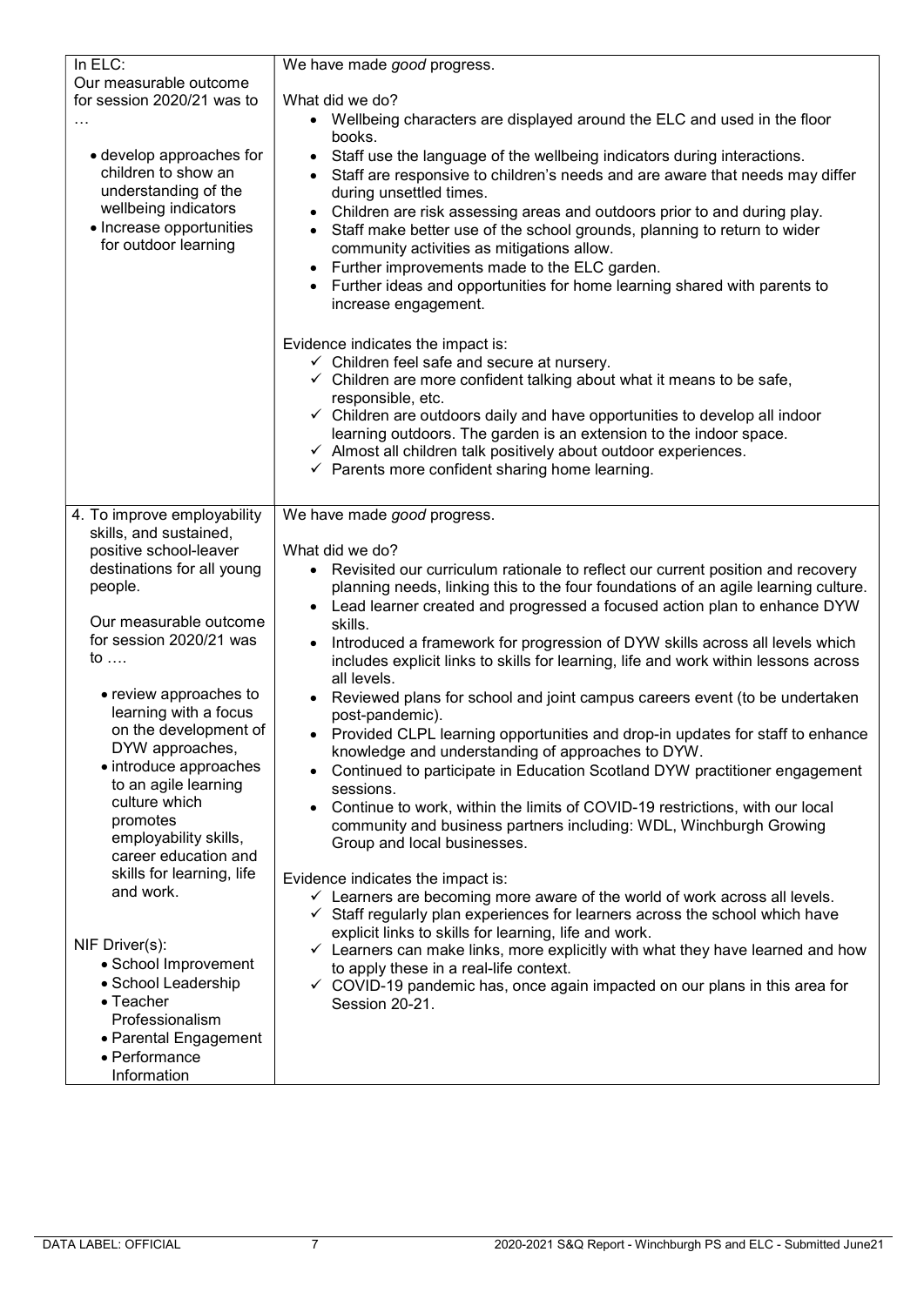| | |
|---|---|
| In ELC:<br>Our measurable outcome for session 2020/21 was to …<br><br>• develop approaches for children to show an understanding of the wellbeing indicators<br>• Increase opportunities for outdoor learning | We have made *good* progress.<br><br>What did we do?<br>• Wellbeing characters are displayed around the ELC and used in the floor books.<br>• Staff use the language of the wellbeing indicators during interactions.<br>• Staff are responsive to children's needs and are aware that needs may differ during unsettled times.<br>• Children are risk assessing areas and outdoors prior to and during play.<br>• Staff make better use of the school grounds, planning to return to wider community activities as mitigations allow.<br>• Further improvements made to the ELC garden.<br>• Further ideas and opportunities for home learning shared with parents to increase engagement.<br><br>Evidence indicates the impact is:<br>✓ Children feel safe and secure at nursery.<br>✓ Children are more confident talking about what it means to be safe, responsible, etc.<br>✓ Children are outdoors daily and have opportunities to develop all indoor learning outdoors. The garden is an extension to the indoor space.<br>✓ Almost all children talk positively about outdoor experiences.<br>✓ Parents more confident sharing home learning. |
| 4. To improve employability skills, and sustained, positive school-leaver destinations for all young people.<br><br>Our measurable outcome for session 2020/21 was to ….<br><br>• review approaches to learning with a focus on the development of DYW approaches,<br>• introduce approaches to an agile learning culture which promotes employability skills, career education and skills for learning, life and work.<br><br>NIF Driver(s):<br>• School Improvement<br>• School Leadership<br>• Teacher Professionalism<br>• Parental Engagement<br>• Performance Information | We have made *good* progress.<br><br>What did we do?<br>• Revisited our curriculum rationale to reflect our current position and recovery planning needs, linking this to the four foundations of an agile learning culture.<br>• Lead learner created and progressed a focused action plan to enhance DYW skills.<br>• Introduced a framework for progression of DYW skills across all levels which includes explicit links to skills for learning, life and work within lessons across all levels.<br>• Reviewed plans for school and joint campus careers event (to be undertaken post-pandemic).<br>• Provided CLPL learning opportunities and drop-in updates for staff to enhance knowledge and understanding of approaches to DYW.<br>• Continued to participate in Education Scotland DYW practitioner engagement sessions.<br>• Continue to work, within the limits of COVID-19 restrictions, with our local community and business partners including: WDL, Winchburgh Growing Group and local businesses.<br><br>Evidence indicates the impact is:<br>✓ Learners are becoming more aware of the world of work across all levels.<br>✓ Staff regularly plan experiences for learners across the school which have explicit links to skills for learning, life and work.<br>✓ Learners can make links, more explicitly with what they have learned and how to apply these in a real-life context.<br>✓ COVID-19 pandemic has, once again impacted on our plans in this area for Session 20-21. |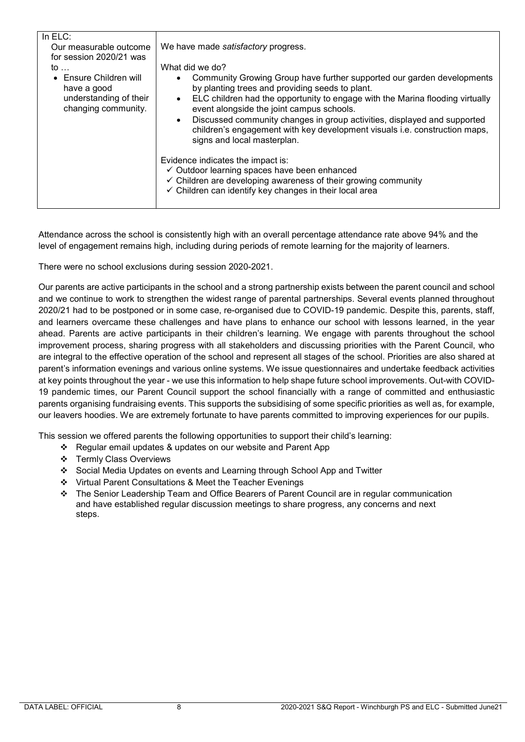| In ELC: Our measurable outcome for session 2020/21 was to … | We have made *satisfactory* progress. |
|---|---|
| • Ensure Children will have a good understanding of their changing community. | What did we do?<br>• Community Growing Group have further supported our garden developments by planting trees and providing seeds to plant.<br>• ELC children had the opportunity to engage with the Marina flooding virtually event alongside the joint campus schools.<br>• Discussed community changes in group activities, displayed and supported children's engagement with key development visuals i.e. construction maps, signs and local masterplan.<br><br>Evidence indicates the impact is:<br>✓ Outdoor learning spaces have been enhanced<br>✓ Children are developing awareness of their growing community<br>✓ Children can identify key changes in their local area |

Attendance across the school is consistently high with an overall percentage attendance rate above 94% and the level of engagement remains high, including during periods of remote learning for the majority of learners.

There were no school exclusions during session 2020-2021.

Our parents are active participants in the school and a strong partnership exists between the parent council and school and we continue to work to strengthen the widest range of parental partnerships. Several events planned throughout 2020/21 had to be postponed or in some case, re-organised due to COVID-19 pandemic. Despite this, parents, staff, and learners overcame these challenges and have plans to enhance our school with lessons learned, in the year ahead. Parents are active participants in their children's learning. We engage with parents throughout the school improvement process, sharing progress with all stakeholders and discussing priorities with the Parent Council, who are integral to the effective operation of the school and represent all stages of the school. Priorities are also shared at parent's information evenings and various online systems. We issue questionnaires and undertake feedback activities at key points throughout the year - we use this information to help shape future school improvements. Out-with COVID-19 pandemic times, our Parent Council support the school financially with a range of committed and enthusiastic parents organising fundraising events. This supports the subsidising of some specific priorities as well as, for example, our leavers hoodies. We are extremely fortunate to have parents committed to improving experiences for our pupils.

This session we offered parents the following opportunities to support their child's learning:

- Regular email updates & updates on our website and Parent App
- Termly Class Overviews
- Social Media Updates on events and Learning through School App and Twitter
- Virtual Parent Consultations & Meet the Teacher Evenings
- The Senior Leadership Team and Office Bearers of Parent Council are in regular communication and have established regular discussion meetings to share progress, any concerns and next steps.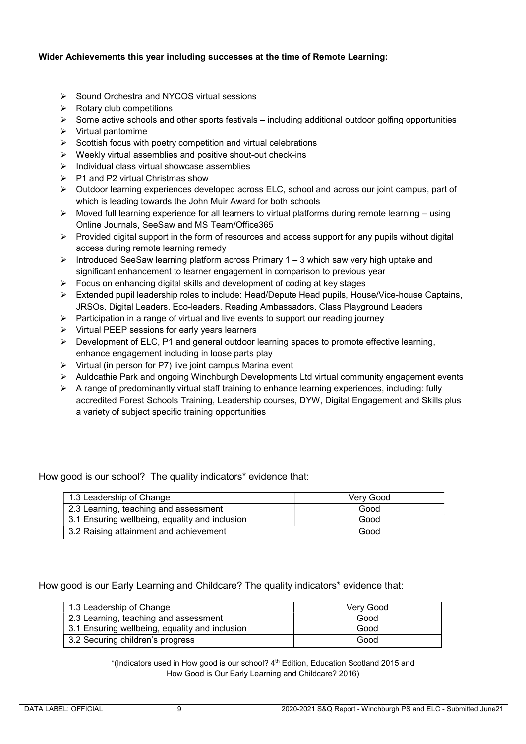**Wider Achievements this year including successes at the time of Remote Learning:**

- Sound Orchestra and NYCOS virtual sessions
- Rotary club competitions
- Some active schools and other sports festivals – including additional outdoor golfing opportunities
- Virtual pantomime
- Scottish focus with poetry competition and virtual celebrations
- Weekly virtual assemblies and positive shout-out check-ins
- Individual class virtual showcase assemblies
- P1 and P2 virtual Christmas show
- Outdoor learning experiences developed across ELC, school and across our joint campus, part of which is leading towards the John Muir Award for both schools
- Moved full learning experience for all learners to virtual platforms during remote learning – using Online Journals, SeeSaw and MS Team/Office365
- Provided digital support in the form of resources and access support for any pupils without digital access during remote learning remedy
- Introduced SeeSaw learning platform across Primary 1 – 3 which saw very high uptake and significant enhancement to learner engagement in comparison to previous year
- Focus on enhancing digital skills and development of coding at key stages
- Extended pupil leadership roles to include: Head/Depute Head pupils, House/Vice-house Captains, JRSOs, Digital Leaders, Eco-leaders, Reading Ambassadors, Class Playground Leaders
- Participation in a range of virtual and live events to support our reading journey
- Virtual PEEP sessions for early years learners
- Development of ELC, P1 and general outdoor learning spaces to promote effective learning, enhance engagement including in loose parts play
- Virtual (in person for P7) live joint campus Marina event
- Auldcathie Park and ongoing Winchburgh Developments Ltd virtual community engagement events
- A range of predominantly virtual staff training to enhance learning experiences, including: fully accredited Forest Schools Training, Leadership courses, DYW, Digital Engagement and Skills plus a variety of subject specific training opportunities

How good is our school? The quality indicators* evidence that:

| | |
|---|---|
| 1.3 Leadership of Change | Very Good |
| 2.3 Learning, teaching and assessment | Good |
| 3.1 Ensuring wellbeing, equality and inclusion | Good |
| 3.2 Raising attainment and achievement | Good |

How good is our Early Learning and Childcare? The quality indicators* evidence that:

| | |
|---|---|
| 1.3 Leadership of Change | Very Good |
| 2.3 Learning, teaching and assessment | Good |
| 3.1 Ensuring wellbeing, equality and inclusion | Good |
| 3.2 Securing children's progress | Good |

*(Indicators used in How good is our school? 4th Edition, Education Scotland 2015 and How Good is Our Early Learning and Childcare? 2016)